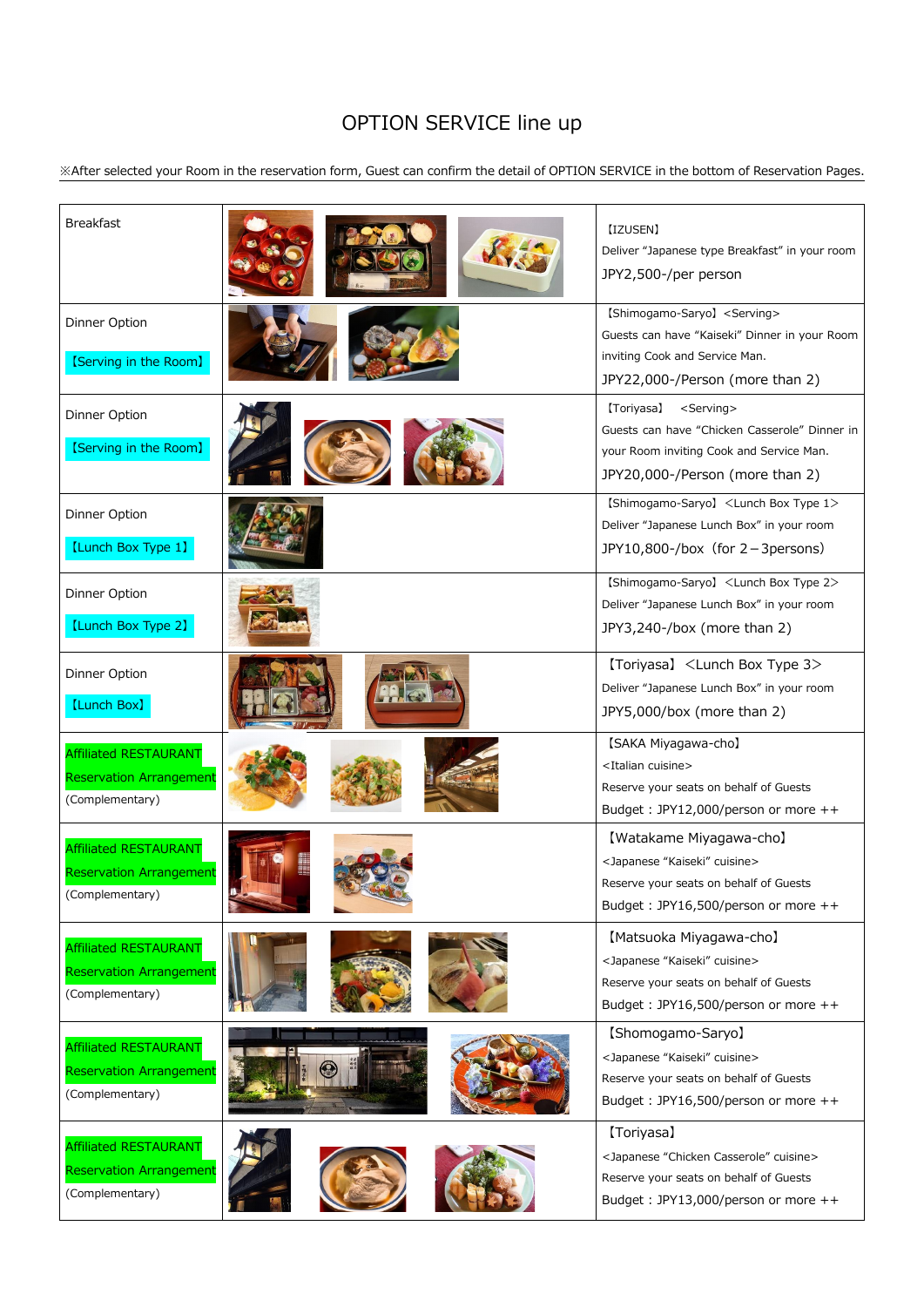# OPTION SERVICE line up

※After selected your Room in the reservation form, Guest can confirm the detail of OPTION SERVICE in the bottom of Reservation Pages.

| Category | | Details |
|---|---|---|
| Breakfast | | 【IZUSEN】<br>Deliver "Japanese type Breakfast" in your room<br>JPY2,500-/per person |
| Dinner Option<br>【Serving in the Room】 | | 【Shimogamo-Saryo】<Serving><br>Guests can have "Kaiseki" Dinner in your Room inviting Cook and Service Man.<br>JPY22,000-/Person (more than 2) |
| Dinner Option<br>【Serving in the Room】 | | 【Toriyasa】 <Serving><br>Guests can have "Chicken Casserole" Dinner in your Room inviting Cook and Service Man.<br>JPY20,000-/Person (more than 2) |
| Dinner Option<br>【Lunch Box Type 1】 | | 【Shimogamo-Saryo】<Lunch Box Type 1><br>Deliver "Japanese Lunch Box" in your room<br>JPY10,800-/box (for 2－3persons) |
| Dinner Option<br>【Lunch Box Type 2】 | | 【Shimogamo-Saryo】<Lunch Box Type 2><br>Deliver "Japanese Lunch Box" in your room<br>JPY3,240-/box (more than 2) |
| Dinner Option<br>【Lunch Box】 | | 【Toriyasa】 <Lunch Box Type 3><br>Deliver "Japanese Lunch Box" in your room<br>JPY5,000/box (more than 2) |
| Affiliated RESTAURANT Reservation Arrangement<br>(Complementary) | | 【SAKA Miyagawa-cho】<br><Italian cuisine><br>Reserve your seats on behalf of Guests<br>Budget：JPY12,000/person or more ++ |
| Affiliated RESTAURANT Reservation Arrangement<br>(Complementary) | | 【Watakame Miyagawa-cho】<br><Japanese "Kaiseki" cuisine><br>Reserve your seats on behalf of Guests<br>Budget：JPY16,500/person or more ++ |
| Affiliated RESTAURANT Reservation Arrangement<br>(Complementary) | | 【Matsuoka Miyagawa-cho】<br><Japanese "Kaiseki" cuisine><br>Reserve your seats on behalf of Guests<br>Budget：JPY16,500/person or more ++ |
| Affiliated RESTAURANT Reservation Arrangement<br>(Complementary) | | 【Shomogamo-Saryo】<br><Japanese "Kaiseki" cuisine><br>Reserve your seats on behalf of Guests<br>Budget：JPY16,500/person or more ++ |
| Affiliated RESTAURANT Reservation Arrangement<br>(Complementary) | | 【Toriyasa】<br><Japanese "Chicken Casserole" cuisine><br>Reserve your seats on behalf of Guests<br>Budget：JPY13,000/person or more ++ |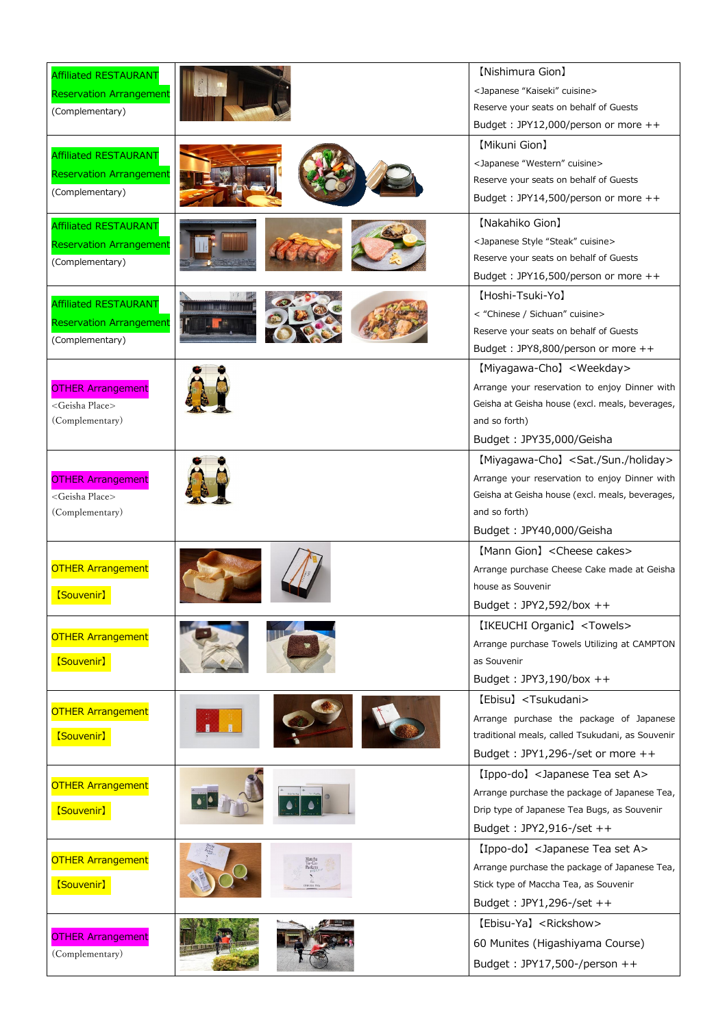| | | |
|---|---|---|
| Affiliated RESTAURANT Reservation Arrangement (Complementary) | | 【Nishimura Gion】 <Japanese "Kaiseki" cuisine> Reserve your seats on behalf of Guests Budget：JPY12,000/person or more ++ |
| Affiliated RESTAURANT Reservation Arrangement (Complementary) | | 【Mikuni Gion】 <Japanese "Western" cuisine> Reserve your seats on behalf of Guests Budget：JPY14,500/person or more ++ |
| Affiliated RESTAURANT Reservation Arrangement (Complementary) | | 【Nakahiko Gion】 <Japanese Style "Steak" cuisine> Reserve your seats on behalf of Guests Budget：JPY16,500/person or more ++ |
| Affiliated RESTAURANT Reservation Arrangement (Complementary) | | 【Hoshi-Tsuki-Yo】 < "Chinese / Sichuan" cuisine> Reserve your seats on behalf of Guests Budget：JPY8,800/person or more ++ |
| OTHER Arrangement <Geisha Place> (Complementary) | | 【Miyagawa-Cho】<Weekday> Arrange your reservation to enjoy Dinner with Geisha at Geisha house (excl. meals, beverages, and so forth) Budget：JPY35,000/Geisha |
| OTHER Arrangement <Geisha Place> (Complementary) | | 【Miyagawa-Cho】<Sat./Sun./holiday> Arrange your reservation to enjoy Dinner with Geisha at Geisha house (excl. meals, beverages, and so forth) Budget：JPY40,000/Geisha |
| OTHER Arrangement 【Souvenir】 | | 【Mann Gion】<Cheese cakes> Arrange purchase Cheese Cake made at Geisha house as Souvenir Budget：JPY2,592/box ++ |
| OTHER Arrangement 【Souvenir】 | | 【IKEUCHI Organic】<Towels> Arrange purchase Towels Utilizing at CAMPTON as Souvenir Budget：JPY3,190/box ++ |
| OTHER Arrangement 【Souvenir】 | | 【Ebisu】<Tsukudani> Arrange purchase the package of Japanese traditional meals, called Tsukudani, as Souvenir Budget：JPY1,296-/set or more ++ |
| OTHER Arrangement 【Souvenir】 | | 【Ippo-do】<Japanese Tea set A> Arrange purchase the package of Japanese Tea, Drip type of Japanese Tea Bugs, as Souvenir Budget：JPY2,916-/set ++ |
| OTHER Arrangement 【Souvenir】 | | 【Ippo-do】<Japanese Tea set A> Arrange purchase the package of Japanese Tea, Stick type of Maccha Tea, as Souvenir Budget：JPY1,296-/set ++ |
| OTHER Arrangement (Complementary) | | 【Ebisu-Ya】<Rickshow> 60 Munites (Higashiyama Course) Budget：JPY17,500-/person ++ |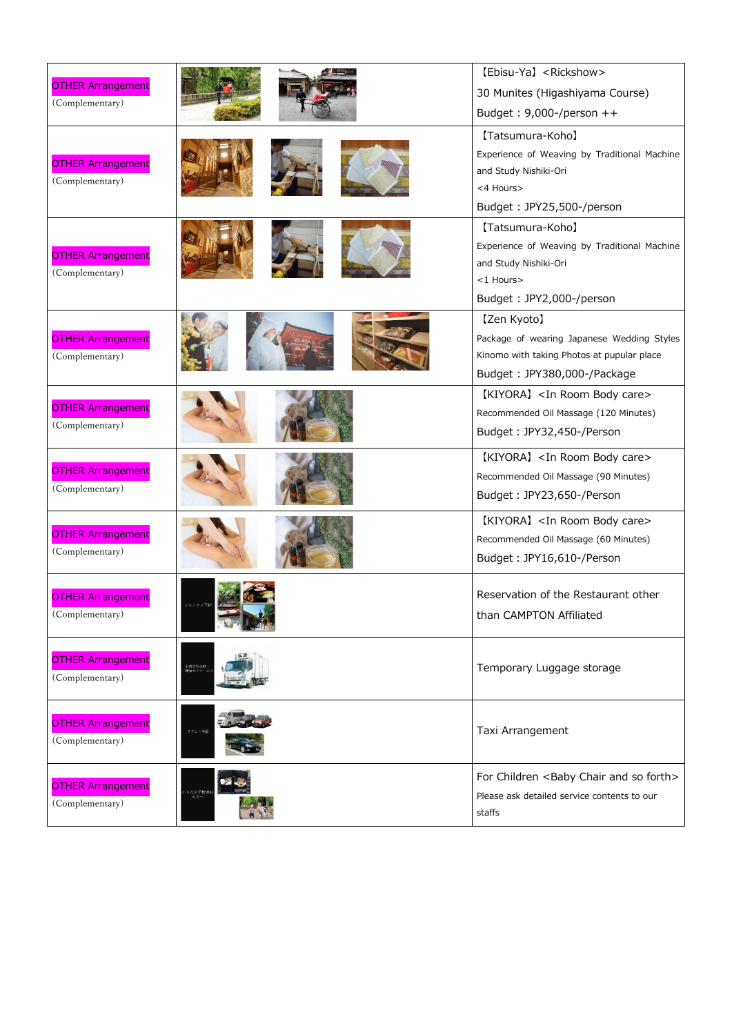| | | |
|---|---|---|
| OTHER Arrangement (Complementary) | | 【Ebisu-Ya】<Rickshow> 30 Munites (Higashiyama Course) Budget：9,000-/person ++ |
| OTHER Arrangement (Complementary) | | 【Tatsumura-Koho】 Experience of Weaving by Traditional Machine and Study Nishiki-Ori <4 Hours> Budget：JPY25,500-/person |
| OTHER Arrangement (Complementary) | | 【Tatsumura-Koho】 Experience of Weaving by Traditional Machine and Study Nishiki-Ori <1 Hours> Budget：JPY2,000-/person |
| OTHER Arrangement (Complementary) | | 【Zen Kyoto】 Package of wearing Japanese Wedding Styles Kinomo with taking Photos at pupular place Budget：JPY380,000-/Package |
| OTHER Arrangement (Complementary) | | 【KIYORA】<In Room Body care> Recommended Oil Massage (120 Minutes) Budget：JPY32,450-/Person |
| OTHER Arrangement (Complementary) | | 【KIYORA】<In Room Body care> Recommended Oil Massage (90 Minutes) Budget：JPY23,650-/Person |
| OTHER Arrangement (Complementary) | | 【KIYORA】<In Room Body care> Recommended Oil Massage (60 Minutes) Budget：JPY16,610-/Person |
| OTHER Arrangement (Complementary) | | Reservation of the Restaurant other than CAMPTON Affiliated |
| OTHER Arrangement (Complementary) | | Temporary Luggage storage |
| OTHER Arrangement (Complementary) | | Taxi Arrangement |
| OTHER Arrangement (Complementary) | | For Children <Baby Chair and so forth> Please ask detailed service contents to our staffs |